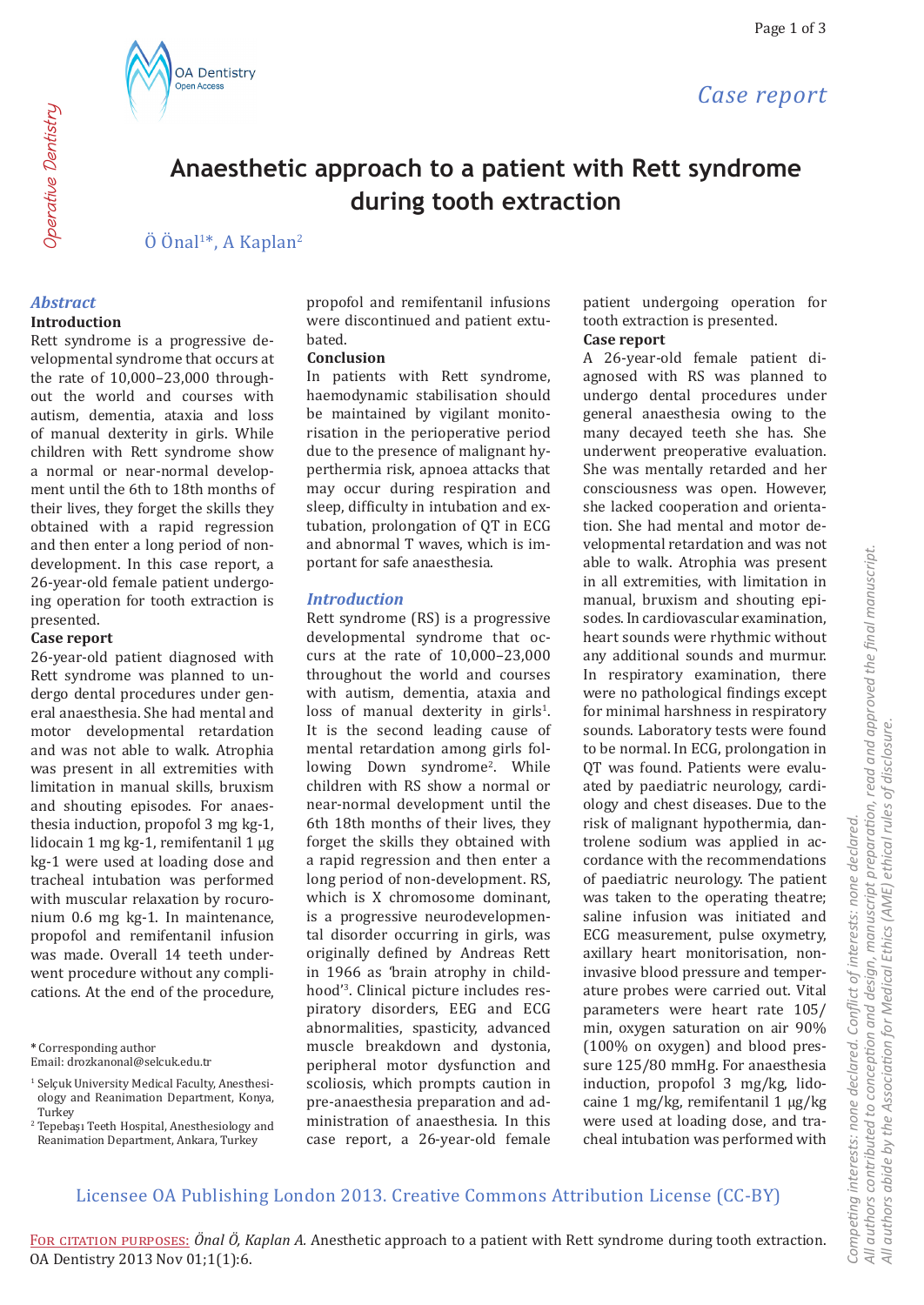Case report

# Anaesthetic approach to a patient with Rett syndrome during tooth extraction

Ö Önal[1]*, A Kaplan[2]

## Abstract

### Introduction

Rett syndrome is a progressive developmental syndrome that occurs at the rate of 10,000–23,000 throughout the world and courses with autism, dementia, ataxia and loss of manual dexterity in girls. While children with Rett syndrome show a normal or near-normal development until the 6th to 18th months of their lives, they forget the skills they obtained with a rapid regression and then enter a long period of non-development. In this case report, a 26-year-old female patient undergoing operation for tooth extraction is presented.

### Case report

26-year-old patient diagnosed with Rett syndrome was planned to undergo dental procedures under general anaesthesia. She had mental and motor developmental retardation and was not able to walk. Atrophia was present in all extremities with limitation in manual skills, bruxism and shouting episodes. For anaesthesia induction, propofol 3 mg kg-1, lidocain 1 mg kg-1, remifentanil 1 µg kg-1 were used at loading dose and tracheal intubation was performed with muscular relaxation by rocuronium 0.6 mg kg-1. In maintenance, propofol and remifentanil infusion was made. Overall 14 teeth underwent procedure without any complications. At the end of the procedure, propofol and remifentanil infusions were discontinued and patient extubated.

### Conclusion

In patients with Rett syndrome, haemodynamic stabilisation should be maintained by vigilant monitorisation in the perioperative period due to the presence of malignant hyperthermia risk, apnoea attacks that may occur during respiration and sleep, difficulty in intubation and extubation, prolongation of QT in ECG and abnormal T waves, which is important for safe anaesthesia.

## Introduction

Rett syndrome (RS) is a progressive developmental syndrome that occurs at the rate of 10,000–23,000 throughout the world and courses with autism, dementia, ataxia and loss of manual dexterity in girls[1]. It is the second leading cause of mental retardation among girls following Down syndrome[2]. While children with RS show a normal or near-normal development until the 6th 18th months of their lives, they forget the skills they obtained with a rapid regression and then enter a long period of non-development. RS, which is X chromosome dominant, is a progressive neurodevelopmental disorder occurring in girls, was originally defined by Andreas Rett in 1966 as 'brain atrophy in childhood'[3]. Clinical picture includes respiratory disorders, EEG and ECG abnormalities, spasticity, advanced muscle breakdown and dystonia, peripheral motor dysfunction and scoliosis, which prompts caution in pre-anaesthesia preparation and administration of anaesthesia. In this case report, a 26-year-old female patient undergoing operation for tooth extraction is presented.

## Case report

A 26-year-old female patient diagnosed with RS was planned to undergo dental procedures under general anaesthesia owing to the many decayed teeth she has. She underwent preoperative evaluation. She was mentally retarded and her consciousness was open. However, she lacked cooperation and orientation. She had mental and motor developmental retardation and was not able to walk. Atrophia was present in all extremities, with limitation in manual, bruxism and shouting episodes. In cardiovascular examination, heart sounds were rhythmic without any additional sounds and murmur. In respiratory examination, there were no pathological findings except for minimal harshness in respiratory sounds. Laboratory tests were found to be normal. In ECG, prolongation in QT was found. Patients were evaluated by paediatric neurology, cardiology and chest diseases. Due to the risk of malignant hypothermia, dantrolene sodium was applied in accordance with the recommendations of paediatric neurology. The patient was taken to the operating theatre; saline infusion was initiated and ECG measurement, pulse oxymetry, axillary heart monitorisation, non-invasive blood pressure and temperature probes were carried out. Vital parameters were heart rate 105/min, oxygen saturation on air 90% (100% on oxygen) and blood pressure 125/80 mmHg. For anaesthesia induction, propofol 3 mg/kg, lidocaine 1 mg/kg, remifentanil 1 µg/kg were used at loading dose, and tracheal intubation was performed with

*Corresponding author
Email: drozkanonal@selcuk.edu.tr

[1] Selçuk University Medical Faculty, Anesthesiology and Reanimation Department, Konya, Turkey
[2] Tepebaşı Teeth Hospital, Anesthesiology and Reanimation Department, Ankara, Turkey

Competing interests: none declared. Conflict of interests: none declared.
All authors contributed to conception and design, manuscript preparation, read and approved the final manuscript.
All authors abide by the Association for Medical Ethics (AME) ethical rules of disclosure.

Licensee OA Publishing London 2013. Creative Commons Attribution License (CC-BY)

For citation purposes: *Önal Ö, Kaplan A.* Anesthetic approach to a patient with Rett syndrome during tooth extraction. OA Dentistry 2013 Nov 01;1(1):6.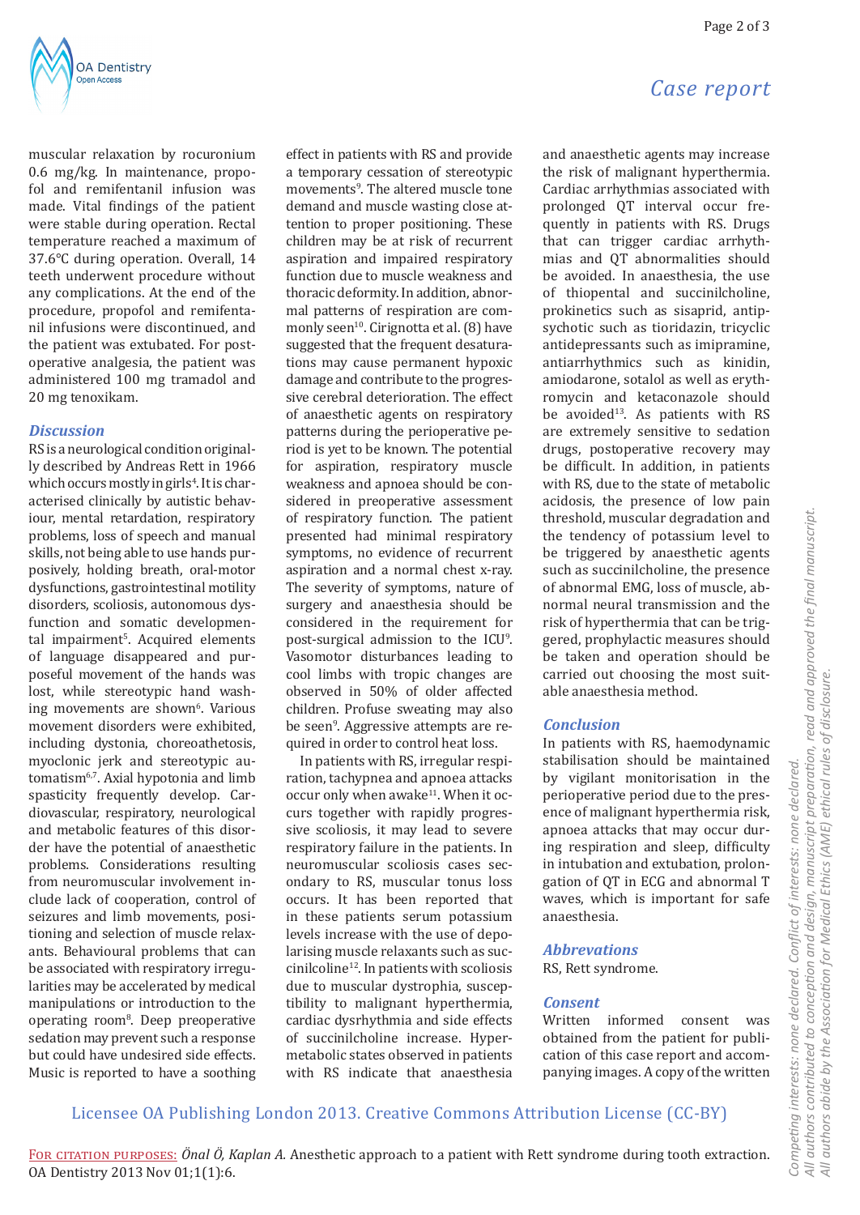muscular relaxation by rocuronium 0.6 mg/kg. In maintenance, propofol and remifentanil infusion was made. Vital findings of the patient were stable during operation. Rectal temperature reached a maximum of 37.6°C during operation. Overall, 14 teeth underwent procedure without any complications. At the end of the procedure, propofol and remifentanil infusions were discontinued, and the patient was extubated. For postoperative analgesia, the patient was administered 100 mg tramadol and 20 mg tenoxikam.

## Discussion

RS is a neurological condition originally described by Andreas Rett in 1966 which occurs mostly in girls[4]. It is characterised clinically by autistic behaviour, mental retardation, respiratory problems, loss of speech and manual skills, not being able to use hands purposively, holding breath, oral-motor dysfunctions, gastrointestinal motility disorders, scoliosis, autonomous dysfunction and somatic developmental impairment[5]. Acquired elements of language disappeared and purposeful movement of the hands was lost, while stereotypic hand washing movements are shown[6]. Various movement disorders were exhibited, including dystonia, choreoathetosis, myoclonic jerk and stereotypic automatism[6,7]. Axial hypotonia and limb spasticity frequently develop. Cardiovascular, respiratory, neurological and metabolic features of this disorder have the potential of anaesthetic problems. Considerations resulting from neuromuscular involvement include lack of cooperation, control of seizures and limb movements, positioning and selection of muscle relaxants. Behavioural problems that can be associated with respiratory irregularities may be accelerated by medical manipulations or introduction to the operating room[8]. Deep preoperative sedation may prevent such a response but could have undesired side effects. Music is reported to have a soothing effect in patients with RS and provide a temporary cessation of stereotypic movements[9]. The altered muscle tone demand and muscle wasting close attention to proper positioning. These children may be at risk of recurrent aspiration and impaired respiratory function due to muscle weakness and thoracic deformity. In addition, abnormal patterns of respiration are commonly seen[10]. Cirignotta et al. (8) have suggested that the frequent desaturations may cause permanent hypoxic damage and contribute to the progressive cerebral deterioration. The effect of anaesthetic agents on respiratory patterns during the perioperative period is yet to be known. The potential for aspiration, respiratory muscle weakness and apnoea should be considered in preoperative assessment of respiratory function. The patient presented had minimal respiratory symptoms, no evidence of recurrent aspiration and a normal chest x-ray. The severity of symptoms, nature of surgery and anaesthesia should be considered in the requirement for post-surgical admission to the ICU[9]. Vasomotor disturbances leading to cool limbs with tropic changes are observed in 50% of older affected children. Profuse sweating may also be seen[9]. Aggressive attempts are required in order to control heat loss.

In patients with RS, irregular respiration, tachypnea and apnoea attacks occur only when awake[11]. When it occurs together with rapidly progressive scoliosis, it may lead to severe respiratory failure in the patients. In neuromuscular scoliosis cases secondary to RS, muscular tonus loss occurs. It has been reported that in these patients serum potassium levels increase with the use of depolarising muscle relaxants such as succinilcoline[12]. In patients with scoliosis due to muscular dystrophia, susceptibility to malignant hyperthermia, cardiac dysrhythmia and side effects of succinilcholine increase. Hypermetabolic states observed in patients with RS indicate that anaesthesia and anaesthetic agents may increase the risk of malignant hyperthermia. Cardiac arrhythmias associated with prolonged QT interval occur frequently in patients with RS. Drugs that can trigger cardiac arrhythmias and QT abnormalities should be avoided. In anaesthesia, the use of thiopental and succinilcholine, prokinetics such as sisaprid, antipsychotic such as tioridazin, tricyclic antidepressants such as imipramine, antiarrhythmics such as kinidin, amiodarone, sotalol as well as erythromycin and ketaconazole should be avoided[13]. As patients with RS are extremely sensitive to sedation drugs, postoperative recovery may be difficult. In addition, in patients with RS, due to the state of metabolic acidosis, the presence of low pain threshold, muscular degradation and the tendency of potassium level to be triggered by anaesthetic agents such as succinilcholine, the presence of abnormal EMG, loss of muscle, abnormal neural transmission and the risk of hyperthermia that can be triggered, prophylactic measures should be taken and operation should be carried out choosing the most suitable anaesthesia method.

## Conclusion

In patients with RS, haemodynamic stabilisation should be maintained by vigilant monitorisation in the perioperative period due to the presence of malignant hyperthermia risk, apnoea attacks that may occur during respiration and sleep, difficulty in intubation and extubation, prolongation of QT in ECG and abnormal T waves, which is important for safe anaesthesia.

## Abbrevations

RS, Rett syndrome.

## Consent

Written informed consent was obtained from the patient for publication of this case report and accompanying images. A copy of the written

Competing interests: none declared. Conflict of interests: none declared.
All authors contributed to conception and design, manuscript preparation, read and approved the final manuscript.
All authors abide by the Association for Medical Ethics (AME) ethical rules of disclosure.

Licensee OA Publishing London 2013. Creative Commons Attribution License (CC-BY)

For citation purposes: *Önal Ö, Kaplan A.* Anesthetic approach to a patient with Rett syndrome during tooth extraction. OA Dentistry 2013 Nov 01;1(1):6.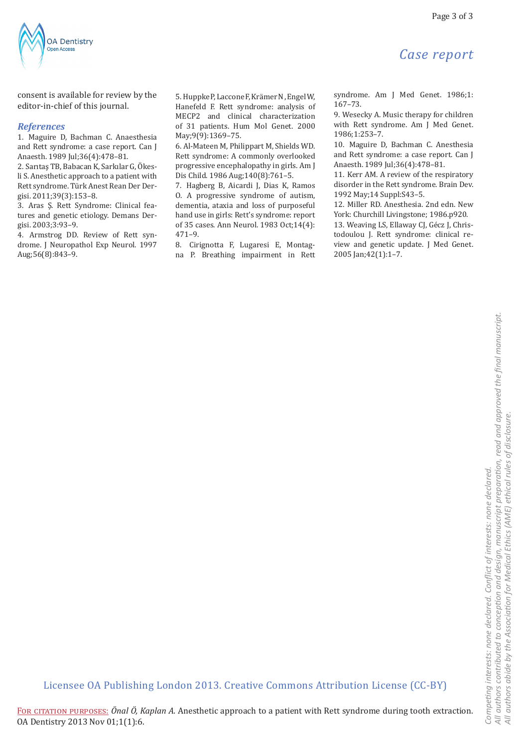consent is available for review by the editor-in-chief of this journal.

## References

1. Maguire D, Bachman C. Anaesthesia and Rett syndrome: a case report. Can J Anaesth. 1989 Jul;36(4):478–81.
2. Sarıtaş TB, Babacan K, Sarkılar G, Ökesli S. Anesthetic approach to a patient with Rett syndrome. Türk Anest Rean Der Dergisi. 2011;39(3):153–8.
3. Aras Ş. Rett Syndrome: Clinical features and genetic etiology. Demans Dergisi. 2003;3:93–9.
4. Armstrog DD. Review of Rett syndrome. J Neuropathol Exp Neurol. 1997 Aug;56(8):843–9.
5. Huppke P, Laccone F, Krämer N , Engel W, Hanefeld F. Rett syndrome: analysis of MECP2 and clinical characterization of 31 patients. Hum Mol Genet. 2000 May;9(9):1369–75.
6. Al-Mateen M, Philippart M, Shields WD. Rett syndrome: A commonly overlooked progressive encephalopathy in girls. Am J Dis Child. 1986 Aug;140(8):761–5.
7. Hagberg B, Aicardi J, Dias K, Ramos O. A progressive syndrome of autism, dementia, ataxia and loss of purposeful hand use in girls: Rett's syndrome: report of 35 cases. Ann Neurol. 1983 Oct;14(4):471–9.
8. Cirignotta F, Lugaresi E, Montagna P. Breathing impairment in Rett syndrome. Am J Med Genet. 1986;1:167–73.
9. Wesecky A. Music therapy for children with Rett syndrome. Am J Med Genet. 1986;1:253–7.
10. Maguire D, Bachman C. Anesthesia and Rett syndrome: a case report. Can J Anaesth. 1989 Jul;36(4):478–81.
11. Kerr AM. A review of the respiratory disorder in the Rett syndrome. Brain Dev. 1992 May;14 Suppl:S43–5.
12. Miller RD. Anesthesia. 2nd edn. New York: Churchill Livingstone; 1986.p920.
13. Weaving LS, Ellaway CJ, Gécz J, Christodoulou J. Rett syndrome: clinical review and genetic update. J Med Genet. 2005 Jan;42(1):1–7.

*Competing interests: none declared. Conflict of interests: none declared.*
*All authors contributed to conception and design, manuscript preparation, read and approved the final manuscript.*
*All authors abide by the Association for Medical Ethics (AME) ethical rules of disclosure.*

Licensee OA Publishing London 2013. Creative Commons Attribution License (CC-BY)

For citation purposes: *Önal Ö, Kaplan A.* Anesthetic approach to a patient with Rett syndrome during tooth extraction. OA Dentistry 2013 Nov 01;1(1):6.